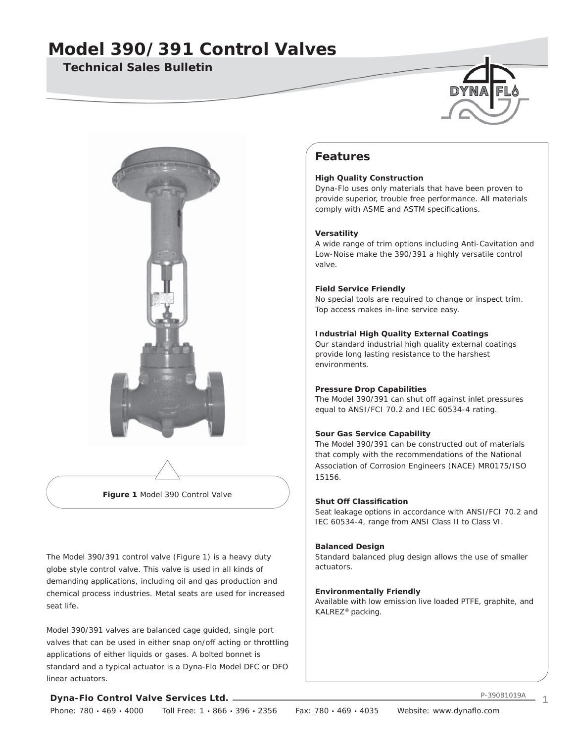# Model 390/391 Control Valves

## Technical Sales Bulletin

**Figure 1** Model 390 Control Valve

The Model 390/391 control valve (Figure 1) is a heavy duty globe style control valve. This valve is used in all kinds of demanding applications, including oil and gas production and chemical process industries. Metal seats are used for increased seat life.

Model 390/391 valves are balanced cage guided, single port valves that can be used in either snap on/off acting or throttling applications of either liquids or gases. A bolted bonnet is standard and a typical actuator is a Dyna-Flo Model DFC or DFO linear actuators.

## Features

**High Quality Construction**
Dyna-Flo uses only materials that have been proven to provide superior, trouble free performance. All materials comply with ASME and ASTM specifications.

**Versatility**
A wide range of trim options including Anti-Cavitation and Low-Noise make the 390/391 a highly versatile control valve.

**Field Service Friendly**
No special tools are required to change or inspect trim. Top access makes in-line service easy.

**Industrial High Quality External Coatings**
Our standard industrial high quality external coatings provide long lasting resistance to the harshest environments.

**Pressure Drop Capabilities**
The Model 390/391 can shut off against inlet pressures equal to ANSI/FCI 70.2 and IEC 60534-4 rating.

**Sour Gas Service Capability**
The Model 390/391 can be constructed out of materials that comply with the recommendations of the National Association of Corrosion Engineers (NACE) MR0175/ISO 15156.

**Shut Off Classification**
Seat leakage options in accordance with ANSI/FCI 70.2 and IEC 60534-4, range from ANSI Class II to Class VI.

**Balanced Design**
Standard balanced plug design allows the use of smaller actuators.

**Environmentally Friendly**
Available with low emission live loaded PTFE, graphite, and KALREZ® packing.

**Dyna-Flo Control Valve Services Ltd.**

P-390B1019A

Phone: 780 • 469 • 4000 Toll Free: 1 • 866 • 396 • 2356 Fax: 780 • 469 • 4035 Website: www.dynaflo.com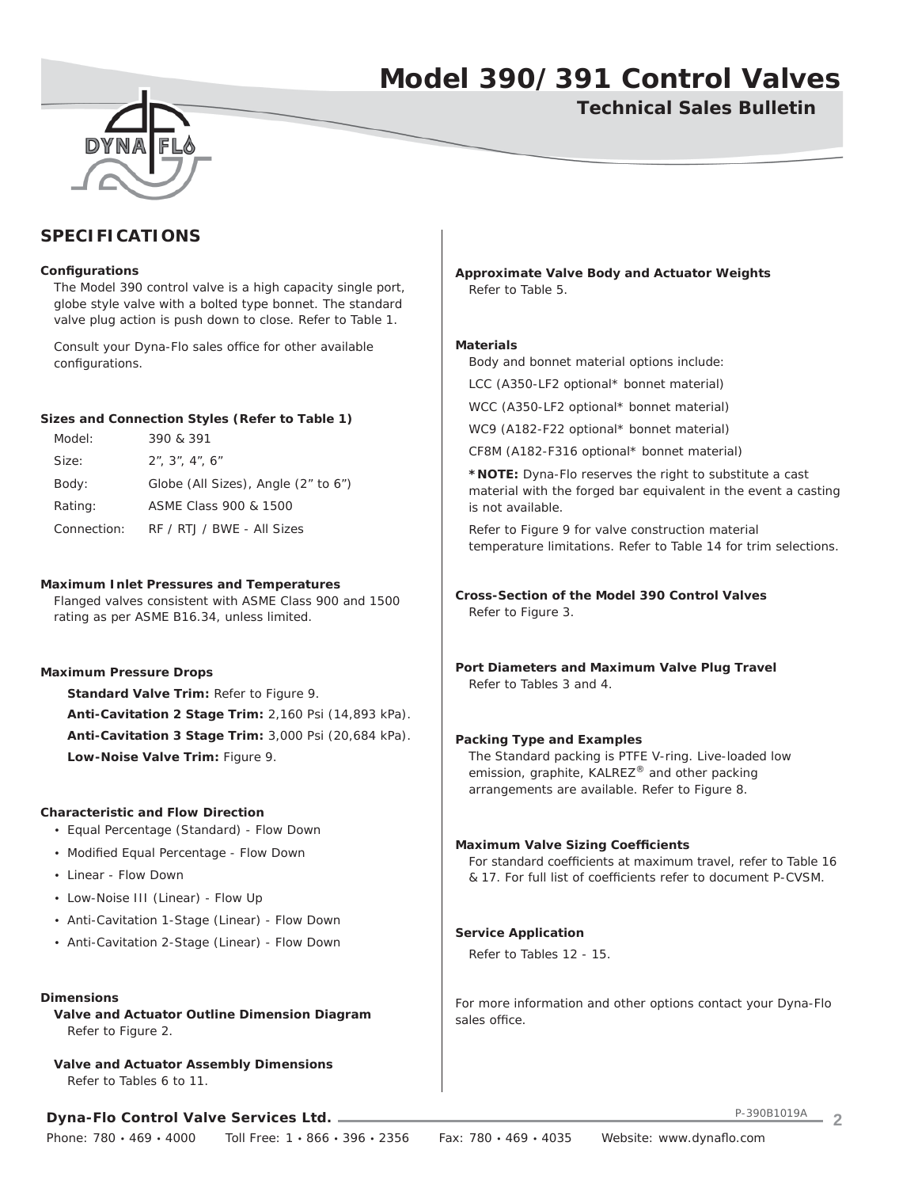## SPECIFICATIONS

**Configurations**

The Model 390 control valve is a high capacity single port, globe style valve with a bolted type bonnet. The standard valve plug action is push down to close. Refer to Table 1.

Consult your Dyna-Flo sales office for other available configurations.

**Sizes and Connection Styles (Refer to Table 1)**

| | |
|---|---|
| Model: | 390 & 391 |
| Size: | 2", 3", 4", 6" |
| Body: | Globe (All Sizes), Angle (2" to 6") |
| Rating: | ASME Class 900 & 1500 |
| Connection: | RF / RTJ / BWE - All Sizes |

**Maximum Inlet Pressures and Temperatures**

Flanged valves consistent with ASME Class 900 and 1500 rating as per ASME B16.34, unless limited.

**Maximum Pressure Drops**

**Standard Valve Trim:** Refer to Figure 9.

**Anti-Cavitation 2 Stage Trim:** 2,160 Psi (14,893 kPa).

**Anti-Cavitation 3 Stage Trim:** 3,000 Psi (20,684 kPa).

**Low-Noise Valve Trim:** Figure 9.

**Characteristic and Flow Direction**

- Equal Percentage (Standard) - Flow Down
- Modified Equal Percentage - Flow Down
- Linear - Flow Down
- Low-Noise III (Linear) - Flow Up
- Anti-Cavitation 1-Stage (Linear) - Flow Down
- Anti-Cavitation 2-Stage (Linear) - Flow Down

**Dimensions**

**Valve and Actuator Outline Dimension Diagram**
Refer to Figure 2.

**Valve and Actuator Assembly Dimensions**
Refer to Tables 6 to 11.

**Approximate Valve Body and Actuator Weights**

Refer to Table 5.

**Materials**

Body and bonnet material options include:

LCC (A350-LF2 optional* bonnet material)

WCC (A350-LF2 optional* bonnet material)

WC9 (A182-F22 optional* bonnet material)

CF8M (A182-F316 optional* bonnet material)

***NOTE:** Dyna-Flo reserves the right to substitute a cast material with the forged bar equivalent in the event a casting is not available.

Refer to Figure 9 for valve construction material temperature limitations. Refer to Table 14 for trim selections.

**Cross-Section of the Model 390 Control Valves**

Refer to Figure 3.

**Port Diameters and Maximum Valve Plug Travel**

Refer to Tables 3 and 4.

**Packing Type and Examples**

The Standard packing is PTFE V-ring. Live-loaded low emission, graphite, KALREZ® and other packing arrangements are available. Refer to Figure 8.

**Maximum Valve Sizing Coefficients**

For standard coefficients at maximum travel, refer to Table 16 & 17. For full list of coefficients refer to document P-CVSM.

**Service Application**

Refer to Tables 12 - 15.

For more information and other options contact your Dyna-Flo sales office.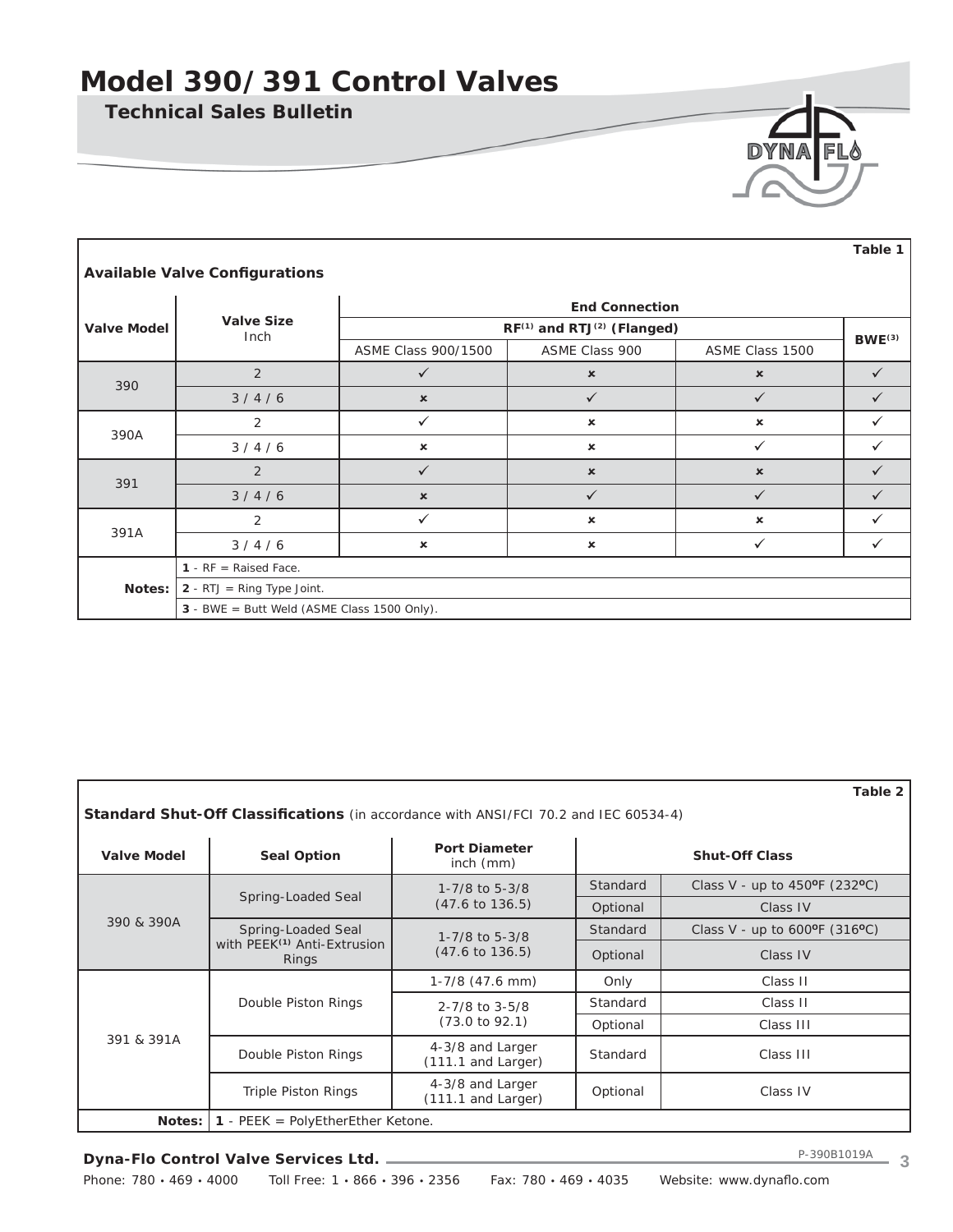# Model 390/391 Control Valves

## Technical Sales Bulletin

**Table 1**

**Available Valve Configurations**

| Valve Model | Valve Size Inch | End Connection | | | |
|---|---|---|---|---|---|
| | | RF[1] and RTJ[2] (Flanged) | | | BWE[3] |
| | | ASME Class 900/1500 | ASME Class 900 | ASME Class 1500 | |
| 390 | 2 | ✓ | × | × | ✓ |
| | 3 / 4 / 6 | × | ✓ | ✓ | ✓ |
| 390A | 2 | ✓ | × | × | ✓ |
| | 3 / 4 / 6 | × | × | ✓ | ✓ |
| 391 | 2 | ✓ | × | × | ✓ |
| | 3 / 4 / 6 | × | ✓ | ✓ | ✓ |
| 391A | 2 | ✓ | × | × | ✓ |
| | 3 / 4 / 6 | × | × | ✓ | ✓ |

**Notes:**
**1** - RF = Raised Face.
**2** - RTJ = Ring Type Joint.
**3** - BWE = Butt Weld (ASME Class 1500 Only).

**Table 2**

**Standard Shut-Off Classifications** (in accordance with ANSI/FCI 70.2 and IEC 60534-4)

| Valve Model | Seal Option | Port Diameter inch (mm) | Shut-Off Class | |
|---|---|---|---|---|
| 390 & 390A | Spring-Loaded Seal | 1-7/8 to 5-3/8 (47.6 to 136.5) | Standard | Class V - up to 450ºF (232ºC) |
| | | | Optional | Class IV |
| | Spring-Loaded Seal with PEEK[1] Anti-Extrusion Rings | 1-7/8 to 5-3/8 (47.6 to 136.5) | Standard | Class V - up to 600ºF (316ºC) |
| | | | Optional | Class IV |
| 391 & 391A | Double Piston Rings | 1-7/8 (47.6 mm) | Only | Class II |
| | | 2-7/8 to 3-5/8 (73.0 to 92.1) | Standard | Class II |
| | | | Optional | Class III |
| | Double Piston Rings | 4-3/8 and Larger (111.1 and Larger) | Standard | Class III |
| | Triple Piston Rings | 4-3/8 and Larger (111.1 and Larger) | Optional | Class IV |

**Notes:** **1** - PEEK = PolyEtherEther Ketone.

**Dyna-Flo Control Valve Services Ltd.**

P-390B1019A

Phone: 780 • 469 • 4000 Toll Free: 1 • 866 • 396 • 2356 Fax: 780 • 469 • 4035 Website: www.dynaflo.com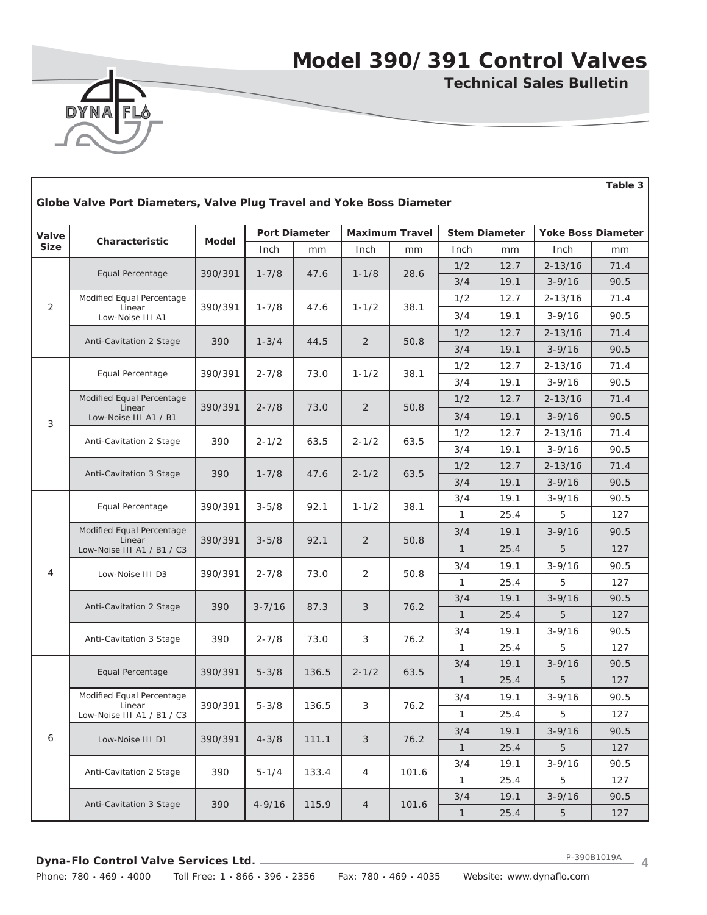Table 3

**Globe Valve Port Diameters, Valve Plug Travel and Yoke Boss Diameter**

| Valve Size | Characteristic | Model | Port Diameter | | Maximum Travel | | Stem Diameter | | Yoke Boss Diameter | |
|---|---|---|---|---|---|---|---|---|---|---|
| | | | Inch | mm | Inch | mm | Inch | mm | Inch | mm |
| 2 | Equal Percentage | 390/391 | 1-7/8 | 47.6 | 1-1/8 | 28.6 | 1/2 | 12.7 | 2-13/16 | 71.4 |
| | | | | | | | 3/4 | 19.1 | 3-9/16 | 90.5 |
| | Modified Equal Percentage<br>Linear<br>Low-Noise III A1 | 390/391 | 1-7/8 | 47.6 | 1-1/2 | 38.1 | 1/2 | 12.7 | 2-13/16 | 71.4 |
| | | | | | | | 3/4 | 19.1 | 3-9/16 | 90.5 |
| | Anti-Cavitation 2 Stage | 390 | 1-3/4 | 44.5 | 2 | 50.8 | 1/2 | 12.7 | 2-13/16 | 71.4 |
| | | | | | | | 3/4 | 19.1 | 3-9/16 | 90.5 |
| 3 | Equal Percentage | 390/391 | 2-7/8 | 73.0 | 1-1/2 | 38.1 | 1/2 | 12.7 | 2-13/16 | 71.4 |
| | | | | | | | 3/4 | 19.1 | 3-9/16 | 90.5 |
| | Modified Equal Percentage<br>Linear<br>Low-Noise III A1 / B1 | 390/391 | 2-7/8 | 73.0 | 2 | 50.8 | 1/2 | 12.7 | 2-13/16 | 71.4 |
| | | | | | | | 3/4 | 19.1 | 3-9/16 | 90.5 |
| | Anti-Cavitation 2 Stage | 390 | 2-1/2 | 63.5 | 2-1/2 | 63.5 | 1/2 | 12.7 | 2-13/16 | 71.4 |
| | | | | | | | 3/4 | 19.1 | 3-9/16 | 90.5 |
| | Anti-Cavitation 3 Stage | 390 | 1-7/8 | 47.6 | 2-1/2 | 63.5 | 1/2 | 12.7 | 2-13/16 | 71.4 |
| | | | | | | | 3/4 | 19.1 | 3-9/16 | 90.5 |
| 4 | Equal Percentage | 390/391 | 3-5/8 | 92.1 | 1-1/2 | 38.1 | 3/4 | 19.1 | 3-9/16 | 90.5 |
| | | | | | | | 1 | 25.4 | 5 | 127 |
| | Modified Equal Percentage<br>Linear<br>Low-Noise III A1 / B1 / C3 | 390/391 | 3-5/8 | 92.1 | 2 | 50.8 | 3/4 | 19.1 | 3-9/16 | 90.5 |
| | | | | | | | 1 | 25.4 | 5 | 127 |
| | Low-Noise III D3 | 390/391 | 2-7/8 | 73.0 | 2 | 50.8 | 3/4 | 19.1 | 3-9/16 | 90.5 |
| | | | | | | | 1 | 25.4 | 5 | 127 |
| | Anti-Cavitation 2 Stage | 390 | 3-7/16 | 87.3 | 3 | 76.2 | 3/4 | 19.1 | 3-9/16 | 90.5 |
| | | | | | | | 1 | 25.4 | 5 | 127 |
| | Anti-Cavitation 3 Stage | 390 | 2-7/8 | 73.0 | 3 | 76.2 | 3/4 | 19.1 | 3-9/16 | 90.5 |
| | | | | | | | 1 | 25.4 | 5 | 127 |
| 6 | Equal Percentage | 390/391 | 5-3/8 | 136.5 | 2-1/2 | 63.5 | 3/4 | 19.1 | 3-9/16 | 90.5 |
| | | | | | | | 1 | 25.4 | 5 | 127 |
| | Modified Equal Percentage<br>Linear<br>Low-Noise III A1 / B1 / C3 | 390/391 | 5-3/8 | 136.5 | 3 | 76.2 | 3/4 | 19.1 | 3-9/16 | 90.5 |
| | | | | | | | 1 | 25.4 | 5 | 127 |
| | Low-Noise III D1 | 390/391 | 4-3/8 | 111.1 | 3 | 76.2 | 3/4 | 19.1 | 3-9/16 | 90.5 |
| | | | | | | | 1 | 25.4 | 5 | 127 |
| | Anti-Cavitation 2 Stage | 390 | 5-1/4 | 133.4 | 4 | 101.6 | 3/4 | 19.1 | 3-9/16 | 90.5 |
| | | | | | | | 1 | 25.4 | 5 | 127 |
| | Anti-Cavitation 3 Stage | 390 | 4-9/16 | 115.9 | 4 | 101.6 | 3/4 | 19.1 | 3-9/16 | 90.5 |
| | | | | | | | 1 | 25.4 | 5 | 127 |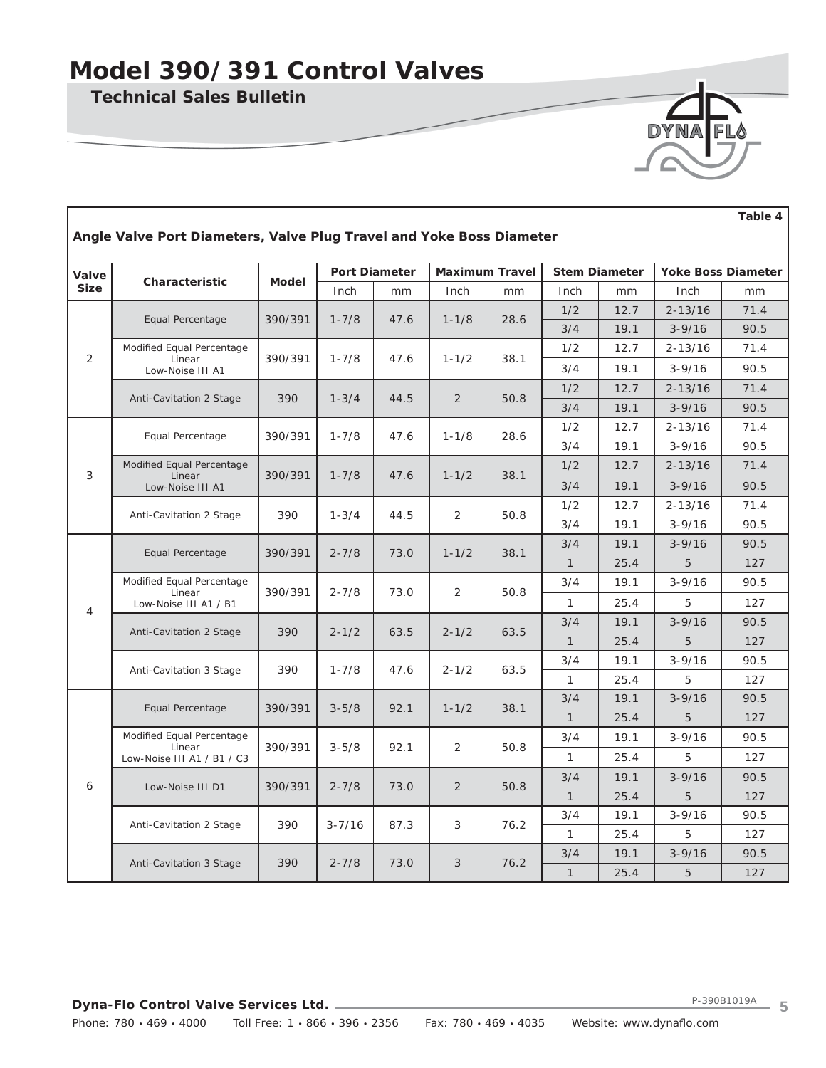# Model 390/391 Control Valves

## Technical Sales Bulletin

**Table 4**

**Angle Valve Port Diameters, Valve Plug Travel and Yoke Boss Diameter**

| Valve Size | Characteristic | Model | Port Diameter | | Maximum Travel | | Stem Diameter | | Yoke Boss Diameter | |
|---|---|---|---|---|---|---|---|---|---|---|
| | | | Inch | mm | Inch | mm | Inch | mm | Inch | mm |
| 2 | Equal Percentage | 390/391 | 1-7/8 | 47.6 | 1-1/8 | 28.6 | 1/2 | 12.7 | 2-13/16 | 71.4 |
| | | | | | | | 3/4 | 19.1 | 3-9/16 | 90.5 |
| | Modified Equal Percentage Linear Low-Noise III A1 | 390/391 | 1-7/8 | 47.6 | 1-1/2 | 38.1 | 1/2 | 12.7 | 2-13/16 | 71.4 |
| | | | | | | | 3/4 | 19.1 | 3-9/16 | 90.5 |
| | Anti-Cavitation 2 Stage | 390 | 1-3/4 | 44.5 | 2 | 50.8 | 1/2 | 12.7 | 2-13/16 | 71.4 |
| | | | | | | | 3/4 | 19.1 | 3-9/16 | 90.5 |
| 3 | Equal Percentage | 390/391 | 1-7/8 | 47.6 | 1-1/8 | 28.6 | 1/2 | 12.7 | 2-13/16 | 71.4 |
| | | | | | | | 3/4 | 19.1 | 3-9/16 | 90.5 |
| | Modified Equal Percentage Linear Low-Noise III A1 | 390/391 | 1-7/8 | 47.6 | 1-1/2 | 38.1 | 1/2 | 12.7 | 2-13/16 | 71.4 |
| | | | | | | | 3/4 | 19.1 | 3-9/16 | 90.5 |
| | Anti-Cavitation 2 Stage | 390 | 1-3/4 | 44.5 | 2 | 50.8 | 1/2 | 12.7 | 2-13/16 | 71.4 |
| | | | | | | | 3/4 | 19.1 | 3-9/16 | 90.5 |
| 4 | Equal Percentage | 390/391 | 2-7/8 | 73.0 | 1-1/2 | 38.1 | 3/4 | 19.1 | 3-9/16 | 90.5 |
| | | | | | | | 1 | 25.4 | 5 | 127 |
| | Modified Equal Percentage Linear Low-Noise III A1 / B1 | 390/391 | 2-7/8 | 73.0 | 2 | 50.8 | 3/4 | 19.1 | 3-9/16 | 90.5 |
| | | | | | | | 1 | 25.4 | 5 | 127 |
| | Anti-Cavitation 2 Stage | 390 | 2-1/2 | 63.5 | 2-1/2 | 63.5 | 3/4 | 19.1 | 3-9/16 | 90.5 |
| | | | | | | | 1 | 25.4 | 5 | 127 |
| | Anti-Cavitation 3 Stage | 390 | 1-7/8 | 47.6 | 2-1/2 | 63.5 | 3/4 | 19.1 | 3-9/16 | 90.5 |
| | | | | | | | 1 | 25.4 | 5 | 127 |
| 6 | Equal Percentage | 390/391 | 3-5/8 | 92.1 | 1-1/2 | 38.1 | 3/4 | 19.1 | 3-9/16 | 90.5 |
| | | | | | | | 1 | 25.4 | 5 | 127 |
| | Modified Equal Percentage Linear Low-Noise III A1 / B1 / C3 | 390/391 | 3-5/8 | 92.1 | 2 | 50.8 | 3/4 | 19.1 | 3-9/16 | 90.5 |
| | | | | | | | 1 | 25.4 | 5 | 127 |
| | Low-Noise III D1 | 390/391 | 2-7/8 | 73.0 | 2 | 50.8 | 3/4 | 19.1 | 3-9/16 | 90.5 |
| | | | | | | | 1 | 25.4 | 5 | 127 |
| | Anti-Cavitation 2 Stage | 390 | 3-7/16 | 87.3 | 3 | 76.2 | 3/4 | 19.1 | 3-9/16 | 90.5 |
| | | | | | | | 1 | 25.4 | 5 | 127 |
| | Anti-Cavitation 3 Stage | 390 | 2-7/8 | 73.0 | 3 | 76.2 | 3/4 | 19.1 | 3-9/16 | 90.5 |
| | | | | | | | 1 | 25.4 | 5 | 127 |

**Dyna-Flo Control Valve Services Ltd.** P-390B1019A

Phone: 780 • 469 • 4000 Toll Free: 1 • 866 • 396 • 2356 Fax: 780 • 469 • 4035 Website: www.dynaflo.com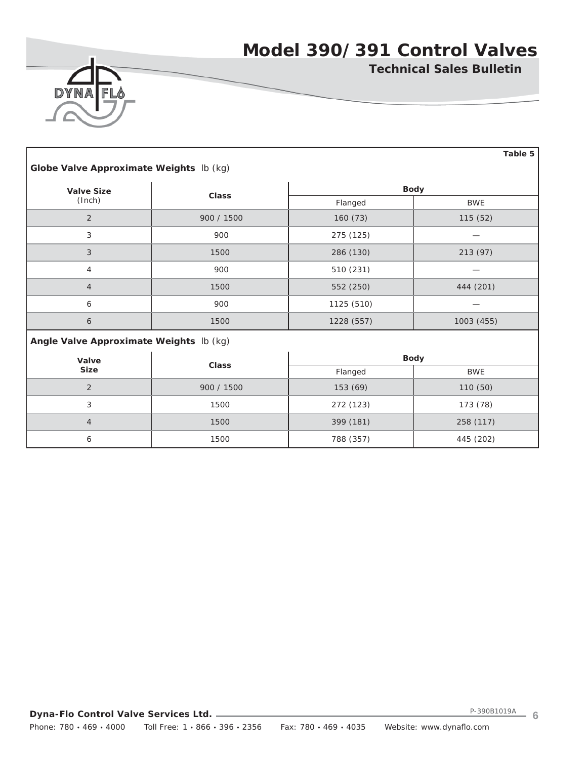Table 5

**Globe Valve Approximate Weights** lb (kg)

| Valve Size (Inch) | Class | Body | |
|---|---|---|---|
| | | Flanged | BWE |
| 2 | 900 / 1500 | 160 (73) | 115 (52) |
| 3 | 900 | 275 (125) | — |
| 3 | 1500 | 286 (130) | 213 (97) |
| 4 | 900 | 510 (231) | — |
| 4 | 1500 | 552 (250) | 444 (201) |
| 6 | 900 | 1125 (510) | — |
| 6 | 1500 | 1228 (557) | 1003 (455) |

**Angle Valve Approximate Weights** lb (kg)

| Valve Size | Class | Body | |
|---|---|---|---|
| | | Flanged | BWE |
| 2 | 900 / 1500 | 153 (69) | 110 (50) |
| 3 | 1500 | 272 (123) | 173 (78) |
| 4 | 1500 | 399 (181) | 258 (117) |
| 6 | 1500 | 788 (357) | 445 (202) |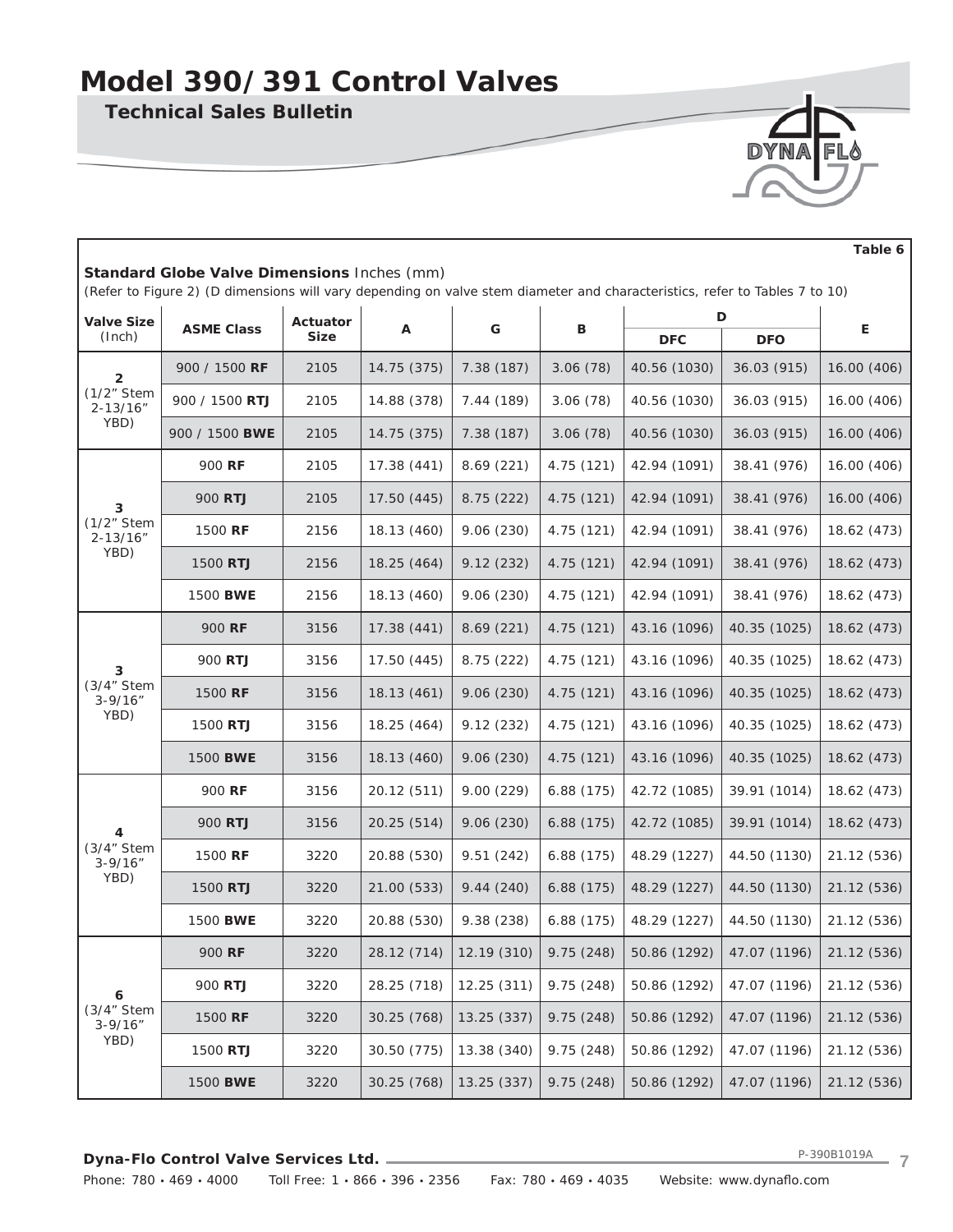**Table 6**

**Standard Globe Valve Dimensions** Inches (mm)

(Refer to Figure 2) (D dimensions will vary depending on valve stem diameter and characteristics, refer to Tables 7 to 10)

| Valve Size (Inch) | ASME Class | Actuator Size | A | G | B | D | | E |
|---|---|---|---|---|---|---|---|---|
| | | | | | | DFC | DFO | |
| 2 (1/2" Stem 2-13/16" YBD) | 900 / 1500 **RF** | 2105 | 14.75 (375) | 7.38 (187) | 3.06 (78) | 40.56 (1030) | 36.03 (915) | 16.00 (406) |
| | 900 / 1500 **RTJ** | 2105 | 14.88 (378) | 7.44 (189) | 3.06 (78) | 40.56 (1030) | 36.03 (915) | 16.00 (406) |
| | 900 / 1500 **BWE** | 2105 | 14.75 (375) | 7.38 (187) | 3.06 (78) | 40.56 (1030) | 36.03 (915) | 16.00 (406) |
| 3 (1/2" Stem 2-13/16" YBD) | 900 **RF** | 2105 | 17.38 (441) | 8.69 (221) | 4.75 (121) | 42.94 (1091) | 38.41 (976) | 16.00 (406) |
| | 900 **RTJ** | 2105 | 17.50 (445) | 8.75 (222) | 4.75 (121) | 42.94 (1091) | 38.41 (976) | 16.00 (406) |
| | 1500 **RF** | 2156 | 18.13 (460) | 9.06 (230) | 4.75 (121) | 42.94 (1091) | 38.41 (976) | 18.62 (473) |
| | 1500 **RTJ** | 2156 | 18.25 (464) | 9.12 (232) | 4.75 (121) | 42.94 (1091) | 38.41 (976) | 18.62 (473) |
| | 1500 **BWE** | 2156 | 18.13 (460) | 9.06 (230) | 4.75 (121) | 42.94 (1091) | 38.41 (976) | 18.62 (473) |
| 3 (3/4" Stem 3-9/16" YBD) | 900 **RF** | 3156 | 17.38 (441) | 8.69 (221) | 4.75 (121) | 43.16 (1096) | 40.35 (1025) | 18.62 (473) |
| | 900 **RTJ** | 3156 | 17.50 (445) | 8.75 (222) | 4.75 (121) | 43.16 (1096) | 40.35 (1025) | 18.62 (473) |
| | 1500 **RF** | 3156 | 18.13 (461) | 9.06 (230) | 4.75 (121) | 43.16 (1096) | 40.35 (1025) | 18.62 (473) |
| | 1500 **RTJ** | 3156 | 18.25 (464) | 9.12 (232) | 4.75 (121) | 43.16 (1096) | 40.35 (1025) | 18.62 (473) |
| | 1500 **BWE** | 3156 | 18.13 (460) | 9.06 (230) | 4.75 (121) | 43.16 (1096) | 40.35 (1025) | 18.62 (473) |
| 4 (3/4" Stem 3-9/16" YBD) | 900 **RF** | 3156 | 20.12 (511) | 9.00 (229) | 6.88 (175) | 42.72 (1085) | 39.91 (1014) | 18.62 (473) |
| | 900 **RTJ** | 3156 | 20.25 (514) | 9.06 (230) | 6.88 (175) | 42.72 (1085) | 39.91 (1014) | 18.62 (473) |
| | 1500 **RF** | 3220 | 20.88 (530) | 9.51 (242) | 6.88 (175) | 48.29 (1227) | 44.50 (1130) | 21.12 (536) |
| | 1500 **RTJ** | 3220 | 21.00 (533) | 9.44 (240) | 6.88 (175) | 48.29 (1227) | 44.50 (1130) | 21.12 (536) |
| | 1500 **BWE** | 3220 | 20.88 (530) | 9.38 (238) | 6.88 (175) | 48.29 (1227) | 44.50 (1130) | 21.12 (536) |
| 6 (3/4" Stem 3-9/16" YBD) | 900 **RF** | 3220 | 28.12 (714) | 12.19 (310) | 9.75 (248) | 50.86 (1292) | 47.07 (1196) | 21.12 (536) |
| | 900 **RTJ** | 3220 | 28.25 (718) | 12.25 (311) | 9.75 (248) | 50.86 (1292) | 47.07 (1196) | 21.12 (536) |
| | 1500 **RF** | 3220 | 30.25 (768) | 13.25 (337) | 9.75 (248) | 50.86 (1292) | 47.07 (1196) | 21.12 (536) |
| | 1500 **RTJ** | 3220 | 30.50 (775) | 13.38 (340) | 9.75 (248) | 50.86 (1292) | 47.07 (1196) | 21.12 (536) |
| | 1500 **BWE** | 3220 | 30.25 (768) | 13.25 (337) | 9.75 (248) | 50.86 (1292) | 47.07 (1196) | 21.12 (536) |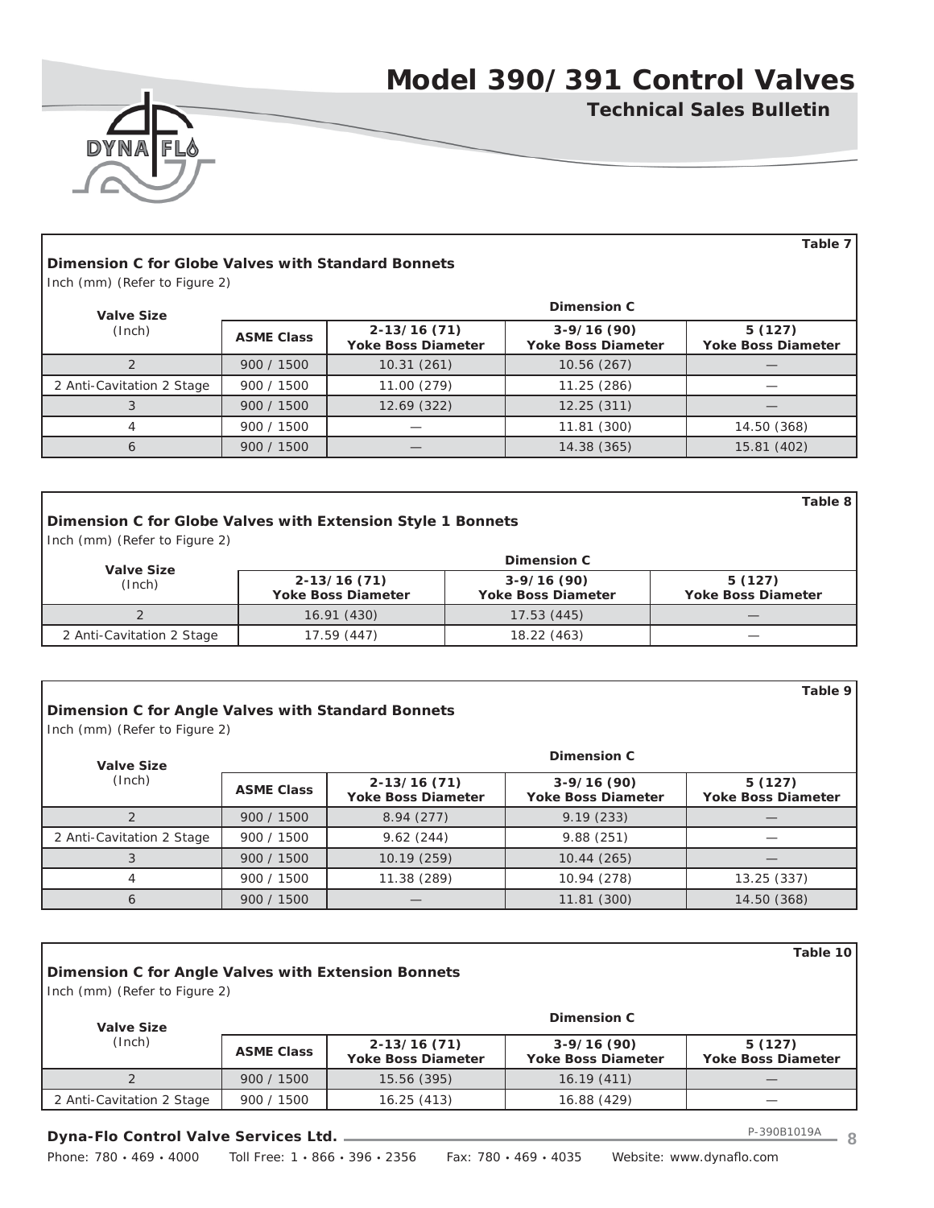**Table 7**

**Dimension C for Globe Valves with Standard Bonnets**

Inch (mm) (Refer to Figure 2)

| Valve Size (Inch) | Dimension C | | | |
|---|---|---|---|---|
| | **ASME Class** | **2-13/16 (71) Yoke Boss Diameter** | **3-9/16 (90) Yoke Boss Diameter** | **5 (127) Yoke Boss Diameter** |
| 2 | 900 / 1500 | 10.31 (261) | 10.56 (267) | — |
| 2 Anti-Cavitation 2 Stage | 900 / 1500 | 11.00 (279) | 11.25 (286) | — |
| 3 | 900 / 1500 | 12.69 (322) | 12.25 (311) | — |
| 4 | 900 / 1500 | — | 11.81 (300) | 14.50 (368) |
| 6 | 900 / 1500 | — | 14.38 (365) | 15.81 (402) |

**Table 8**

**Dimension C for Globe Valves with Extension Style 1 Bonnets**

Inch (mm) (Refer to Figure 2)

| Valve Size (Inch) | Dimension C | | |
|---|---|---|---|
| | **2-13/16 (71) Yoke Boss Diameter** | **3-9/16 (90) Yoke Boss Diameter** | **5 (127) Yoke Boss Diameter** |
| 2 | 16.91 (430) | 17.53 (445) | — |
| 2 Anti-Cavitation 2 Stage | 17.59 (447) | 18.22 (463) | — |

**Table 9**

**Dimension C for Angle Valves with Standard Bonnets**

Inch (mm) (Refer to Figure 2)

| Valve Size (Inch) | Dimension C | | | |
|---|---|---|---|---|
| | **ASME Class** | **2-13/16 (71) Yoke Boss Diameter** | **3-9/16 (90) Yoke Boss Diameter** | **5 (127) Yoke Boss Diameter** |
| 2 | 900 / 1500 | 8.94 (277) | 9.19 (233) | — |
| 2 Anti-Cavitation 2 Stage | 900 / 1500 | 9.62 (244) | 9.88 (251) | — |
| 3 | 900 / 1500 | 10.19 (259) | 10.44 (265) | — |
| 4 | 900 / 1500 | 11.38 (289) | 10.94 (278) | 13.25 (337) |
| 6 | 900 / 1500 | — | 11.81 (300) | 14.50 (368) |

**Table 10**

**Dimension C for Angle Valves with Extension Bonnets**

Inch (mm) (Refer to Figure 2)

| Valve Size (Inch) | Dimension C | | | |
|---|---|---|---|---|
| | **ASME Class** | **2-13/16 (71) Yoke Boss Diameter** | **3-9/16 (90) Yoke Boss Diameter** | **5 (127) Yoke Boss Diameter** |
| 2 | 900 / 1500 | 15.56 (395) | 16.19 (411) | — |
| 2 Anti-Cavitation 2 Stage | 900 / 1500 | 16.25 (413) | 16.88 (429) | — |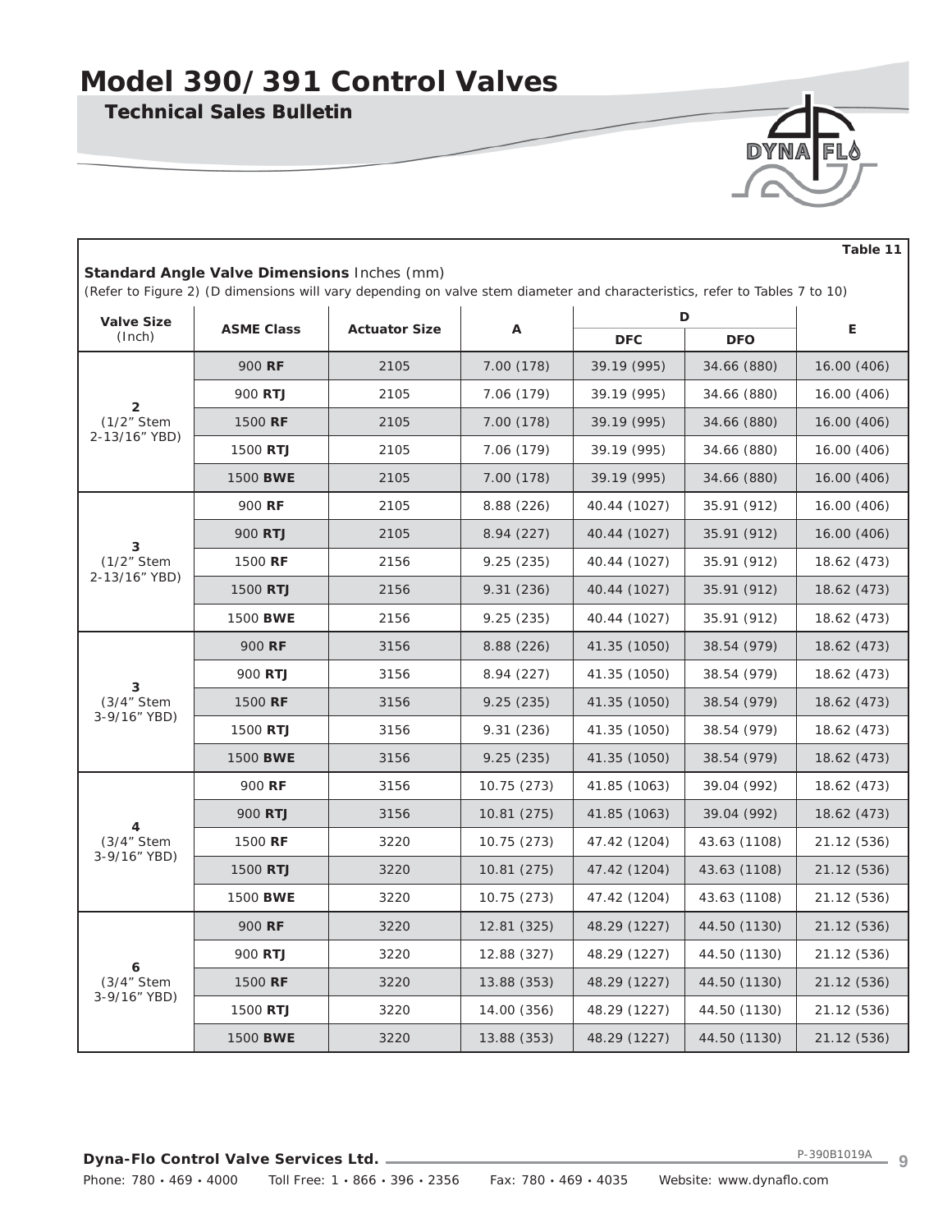Table 11

**Standard Angle Valve Dimensions** Inches (mm)

(Refer to Figure 2) (D dimensions will vary depending on valve stem diameter and characteristics, refer to Tables 7 to 10)

| Valve Size (Inch) | ASME Class | Actuator Size | A | D | | E |
|---|---|---|---|---|---|---|
| | | | | DFC | DFO | |
| 2 (1/2" Stem 2-13/16" YBD) | 900 **RF** | 2105 | 7.00 (178) | 39.19 (995) | 34.66 (880) | 16.00 (406) |
| | 900 **RTJ** | 2105 | 7.06 (179) | 39.19 (995) | 34.66 (880) | 16.00 (406) |
| | 1500 **RF** | 2105 | 7.00 (178) | 39.19 (995) | 34.66 (880) | 16.00 (406) |
| | 1500 **RTJ** | 2105 | 7.06 (179) | 39.19 (995) | 34.66 (880) | 16.00 (406) |
| | 1500 **BWE** | 2105 | 7.00 (178) | 39.19 (995) | 34.66 (880) | 16.00 (406) |
| 3 (1/2" Stem 2-13/16" YBD) | 900 **RF** | 2105 | 8.88 (226) | 40.44 (1027) | 35.91 (912) | 16.00 (406) |
| | 900 **RTJ** | 2105 | 8.94 (227) | 40.44 (1027) | 35.91 (912) | 16.00 (406) |
| | 1500 **RF** | 2156 | 9.25 (235) | 40.44 (1027) | 35.91 (912) | 18.62 (473) |
| | 1500 **RTJ** | 2156 | 9.31 (236) | 40.44 (1027) | 35.91 (912) | 18.62 (473) |
| | 1500 **BWE** | 2156 | 9.25 (235) | 40.44 (1027) | 35.91 (912) | 18.62 (473) |
| 3 (3/4" Stem 3-9/16" YBD) | 900 **RF** | 3156 | 8.88 (226) | 41.35 (1050) | 38.54 (979) | 18.62 (473) |
| | 900 **RTJ** | 3156 | 8.94 (227) | 41.35 (1050) | 38.54 (979) | 18.62 (473) |
| | 1500 **RF** | 3156 | 9.25 (235) | 41.35 (1050) | 38.54 (979) | 18.62 (473) |
| | 1500 **RTJ** | 3156 | 9.31 (236) | 41.35 (1050) | 38.54 (979) | 18.62 (473) |
| | 1500 **BWE** | 3156 | 9.25 (235) | 41.35 (1050) | 38.54 (979) | 18.62 (473) |
| 4 (3/4" Stem 3-9/16" YBD) | 900 **RF** | 3156 | 10.75 (273) | 41.85 (1063) | 39.04 (992) | 18.62 (473) |
| | 900 **RTJ** | 3156 | 10.81 (275) | 41.85 (1063) | 39.04 (992) | 18.62 (473) |
| | 1500 **RF** | 3220 | 10.75 (273) | 47.42 (1204) | 43.63 (1108) | 21.12 (536) |
| | 1500 **RTJ** | 3220 | 10.81 (275) | 47.42 (1204) | 43.63 (1108) | 21.12 (536) |
| | 1500 **BWE** | 3220 | 10.75 (273) | 47.42 (1204) | 43.63 (1108) | 21.12 (536) |
| 6 (3/4" Stem 3-9/16" YBD) | 900 **RF** | 3220 | 12.81 (325) | 48.29 (1227) | 44.50 (1130) | 21.12 (536) |
| | 900 **RTJ** | 3220 | 12.88 (327) | 48.29 (1227) | 44.50 (1130) | 21.12 (536) |
| | 1500 **RF** | 3220 | 13.88 (353) | 48.29 (1227) | 44.50 (1130) | 21.12 (536) |
| | 1500 **RTJ** | 3220 | 14.00 (356) | 48.29 (1227) | 44.50 (1130) | 21.12 (536) |
| | 1500 **BWE** | 3220 | 13.88 (353) | 48.29 (1227) | 44.50 (1130) | 21.12 (536) |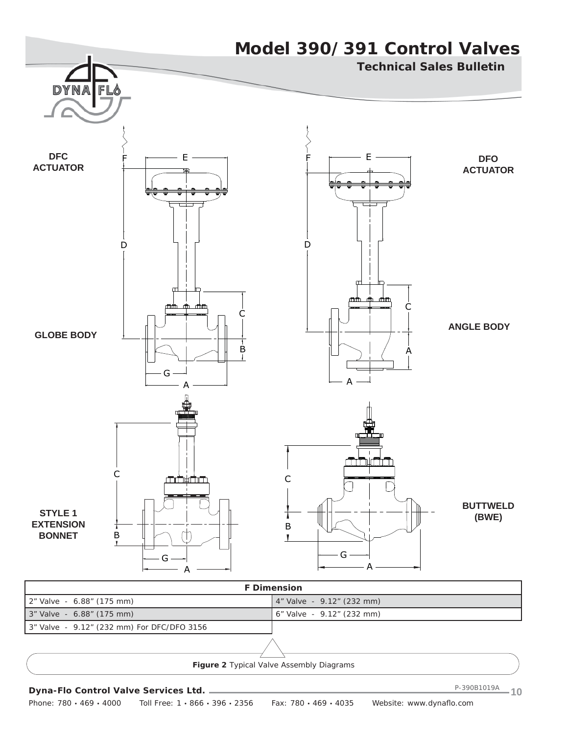# Model 390/391 Control Valves

## Technical Sales Bulletin

DFC ACTUATOR

DFO ACTUATOR

GLOBE BODY

ANGLE BODY

STYLE 1 EXTENSION BONNET

BUTTWELD (BWE)

| F Dimension | |
|---|---|
| 2" Valve - 6.88" (175 mm) | 4" Valve - 9.12" (232 mm) |
| 3" Valve - 6.88" (175 mm) | 6" Valve - 9.12" (232 mm) |
| 3" Valve - 9.12" (232 mm) For DFC/DFO 3156 | |

**Figure 2** Typical Valve Assembly Diagrams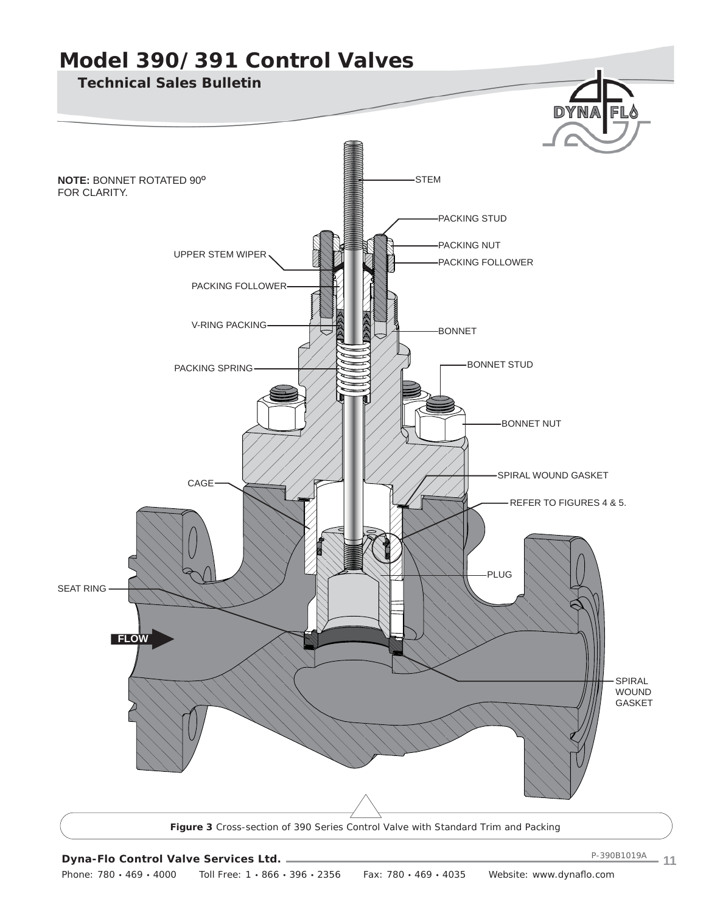# Model 390/391 Control Valves

## Technical Sales Bulletin

**NOTE:** BONNET ROTATED 90° FOR CLARITY.

STEM

PACKING STUD

PACKING NUT

PACKING FOLLOWER

UPPER STEM WIPER

PACKING FOLLOWER

V-RING PACKING

BONNET

PACKING SPRING

BONNET STUD

BONNET NUT

SPIRAL WOUND GASKET

CAGE

REFER TO FIGURES 4 & 5.

PLUG

SEAT RING

FLOW

SPIRAL WOUND GASKET

**Figure 3** Cross-section of 390 Series Control Valve with Standard Trim and Packing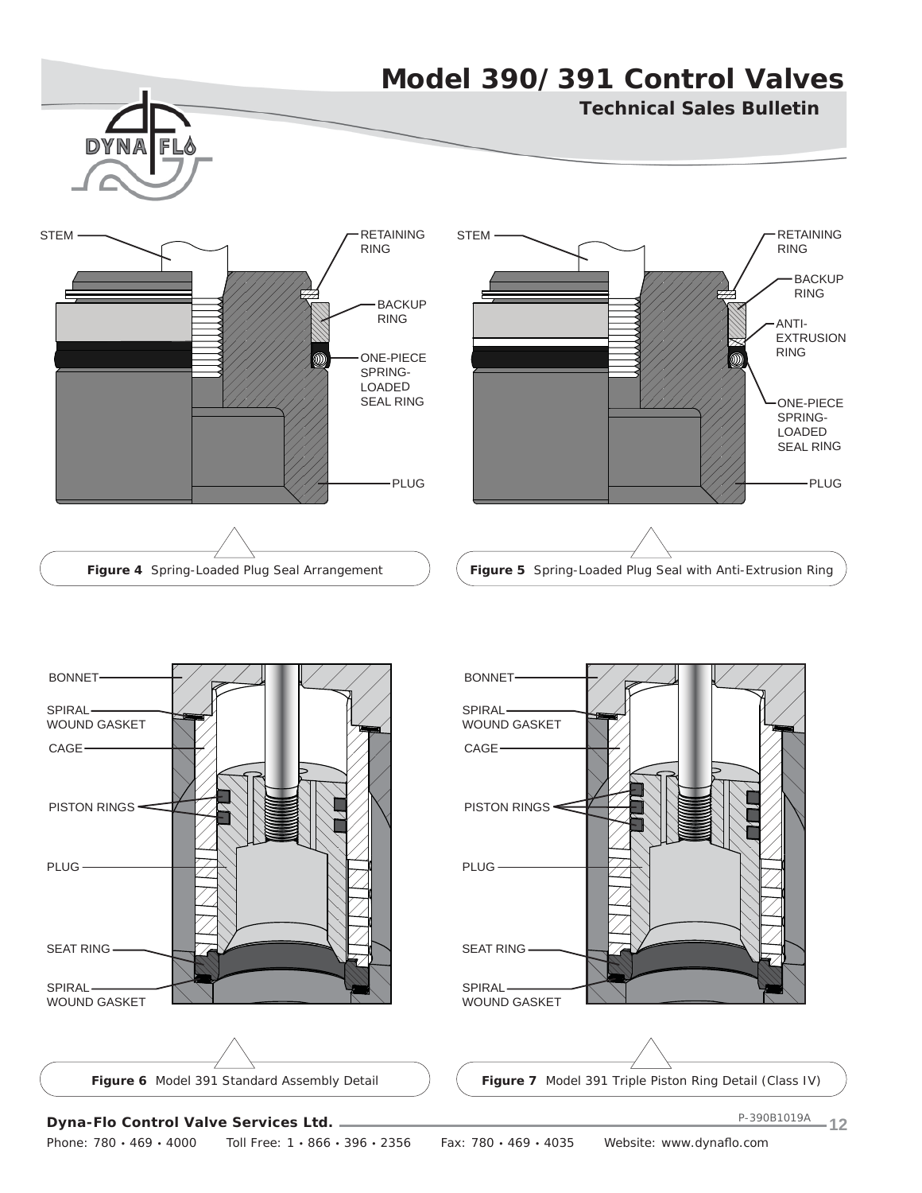STEM

RETAINING RING

BACKUP RING

ONE-PIECE SPRING-LOADED SEAL RING

PLUG

**Figure 4** Spring-Loaded Plug Seal Arrangement

STEM

RETAINING RING

BACKUP RING

ANTI-EXTRUSION RING

ONE-PIECE SPRING-LOADED SEAL RING

PLUG

**Figure 5** Spring-Loaded Plug Seal with Anti-Extrusion Ring

BONNET

SPIRAL WOUND GASKET

CAGE

PISTON RINGS

PLUG

SEAT RING

SPIRAL WOUND GASKET

**Figure 6** Model 391 Standard Assembly Detail

BONNET

SPIRAL WOUND GASKET

CAGE

PISTON RINGS

PLUG

SEAT RING

SPIRAL WOUND GASKET

**Figure 7** Model 391 Triple Piston Ring Detail (Class IV)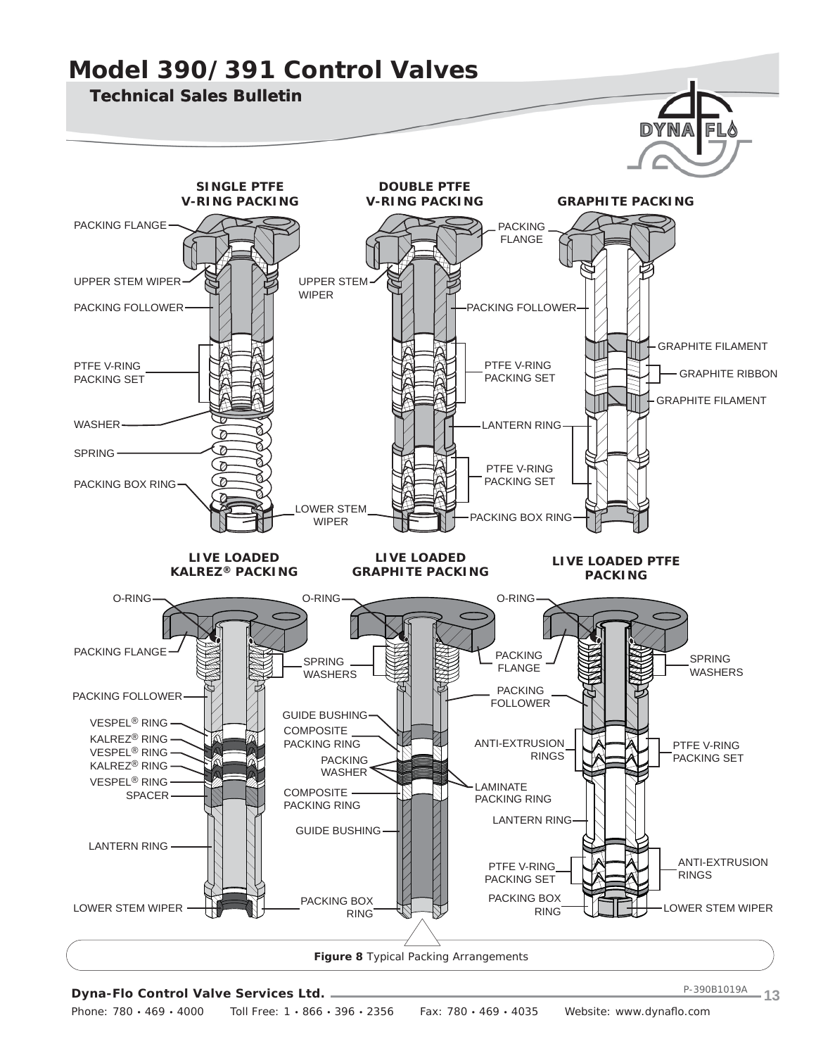# Model 390/391 Control Valves

## Technical Sales Bulletin

**SINGLE PTFE V-RING PACKING**

PACKING FLANGE
UPPER STEM WIPER
PACKING FOLLOWER
PTFE V-RING PACKING SET
WASHER
SPRING
PACKING BOX RING

**DOUBLE PTFE V-RING PACKING**

PACKING FLANGE
UPPER STEM WIPER
PACKING FOLLOWER
PTFE V-RING PACKING SET
LANTERN RING
PTFE V-RING PACKING SET
LOWER STEM WIPER
PACKING BOX RING

**GRAPHITE PACKING**

GRAPHITE FILAMENT
GRAPHITE RIBBON
GRAPHITE FILAMENT

**LIVE LOADED KALREZ® PACKING**

O-RING
PACKING FLANGE
PACKING FOLLOWER
VESPEL® RING
KALREZ® RING
VESPEL® RING
KALREZ® RING
VESPEL® RING
SPACER
LANTERN RING
LOWER STEM WIPER

**LIVE LOADED GRAPHITE PACKING**

O-RING
SPRING WASHERS
GUIDE BUSHING
COMPOSITE PACKING RING
PACKING WASHER
COMPOSITE PACKING RING
GUIDE BUSHING
PACKING BOX RING
PACKING FLANGE
PACKING FOLLOWER
LAMINATE PACKING RING

**LIVE LOADED PTFE PACKING**

O-RING
SPRING WASHERS
ANTI-EXTRUSION RINGS
PTFE V-RING PACKING SET
LANTERN RING
PTFE V-RING PACKING SET
ANTI-EXTRUSION RINGS
PACKING BOX RING
LOWER STEM WIPER

**Figure 8** Typical Packing Arrangements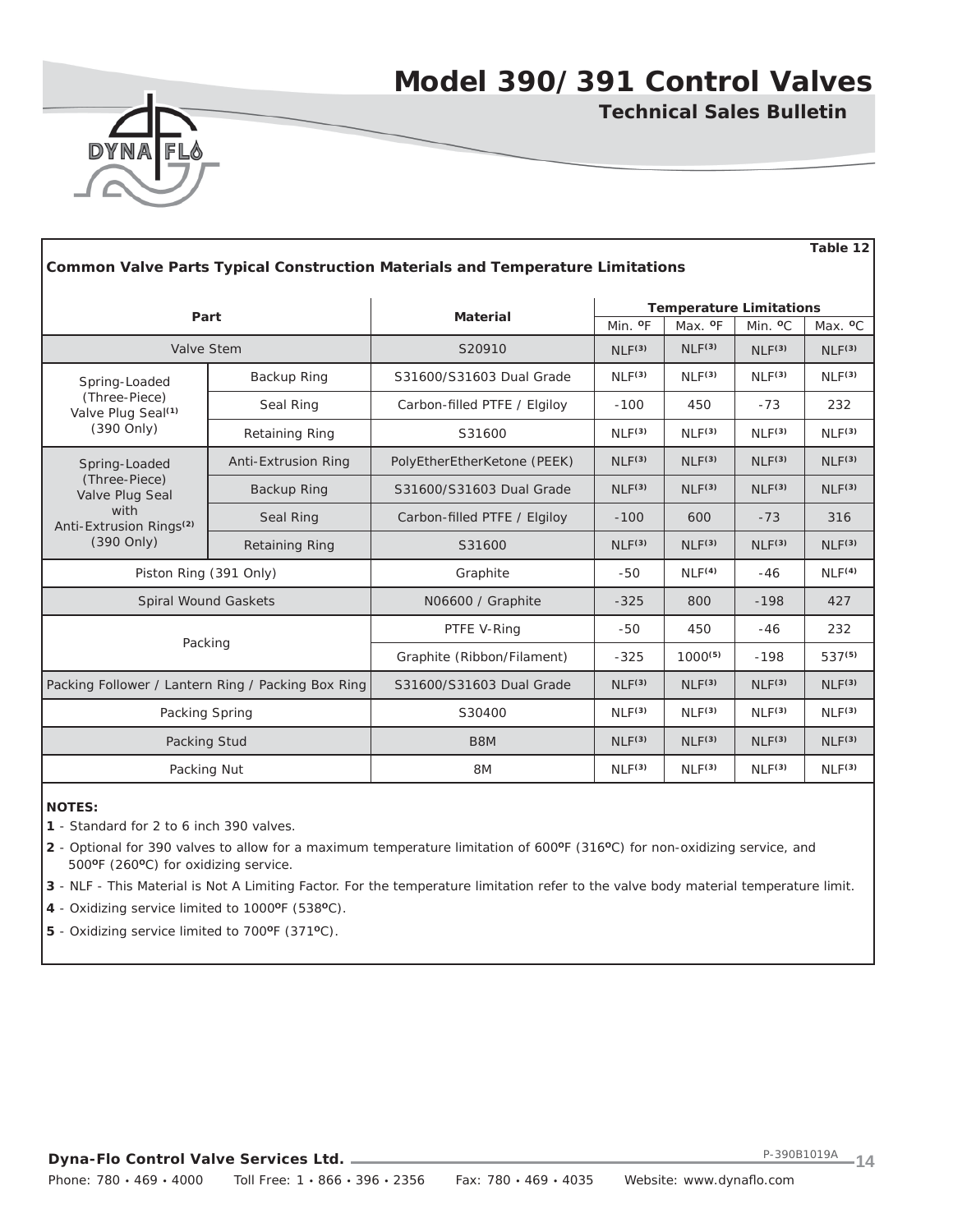Table 12

**Common Valve Parts Typical Construction Materials and Temperature Limitations**

| Part | | Material | Temperature Limitations | | | |
|---|---|---|---|---|---|---|
| | | | Min. ºF | Max. ºF | Min. ºC | Max. ºC |
| Valve Stem | | S20910 | NLF(3) | NLF(3) | NLF(3) | NLF(3) |
| Spring-Loaded (Three-Piece) Valve Plug Seal(1) (390 Only) | Backup Ring | S31600/S31603 Dual Grade | NLF(3) | NLF(3) | NLF(3) | NLF(3) |
| | Seal Ring | Carbon-filled PTFE / Elgiloy | -100 | 450 | -73 | 232 |
| | Retaining Ring | S31600 | NLF(3) | NLF(3) | NLF(3) | NLF(3) |
| Spring-Loaded (Three-Piece) Valve Plug Seal with Anti-Extrusion Rings(2) (390 Only) | Anti-Extrusion Ring | PolyEtherEtherKetone (PEEK) | NLF(3) | NLF(3) | NLF(3) | NLF(3) |
| | Backup Ring | S31600/S31603 Dual Grade | NLF(3) | NLF(3) | NLF(3) | NLF(3) |
| | Seal Ring | Carbon-filled PTFE / Elgiloy | -100 | 600 | -73 | 316 |
| | Retaining Ring | S31600 | NLF(3) | NLF(3) | NLF(3) | NLF(3) |
| Piston Ring (391 Only) | | Graphite | -50 | NLF(4) | -46 | NLF(4) |
| Spiral Wound Gaskets | | N06600 / Graphite | -325 | 800 | -198 | 427 |
| Packing | | PTFE V-Ring | -50 | 450 | -46 | 232 |
| | | Graphite (Ribbon/Filament) | -325 | 1000(5) | -198 | 537(5) |
| Packing Follower / Lantern Ring / Packing Box Ring | | S31600/S31603 Dual Grade | NLF(3) | NLF(3) | NLF(3) | NLF(3) |
| Packing Spring | | S30400 | NLF(3) | NLF(3) | NLF(3) | NLF(3) |
| Packing Stud | | B8M | NLF(3) | NLF(3) | NLF(3) | NLF(3) |
| Packing Nut | | 8M | NLF(3) | NLF(3) | NLF(3) | NLF(3) |

**NOTES:**

**1** - Standard for 2 to 6 inch 390 valves.

**2** - Optional for 390 valves to allow for a maximum temperature limitation of 600ºF (316ºC) for non-oxidizing service, and 500ºF (260ºC) for oxidizing service.

**3** - NLF - This Material is Not A Limiting Factor. For the temperature limitation refer to the valve body material temperature limit.

**4** - Oxidizing service limited to 1000ºF (538ºC).

**5** - Oxidizing service limited to 700ºF (371ºC).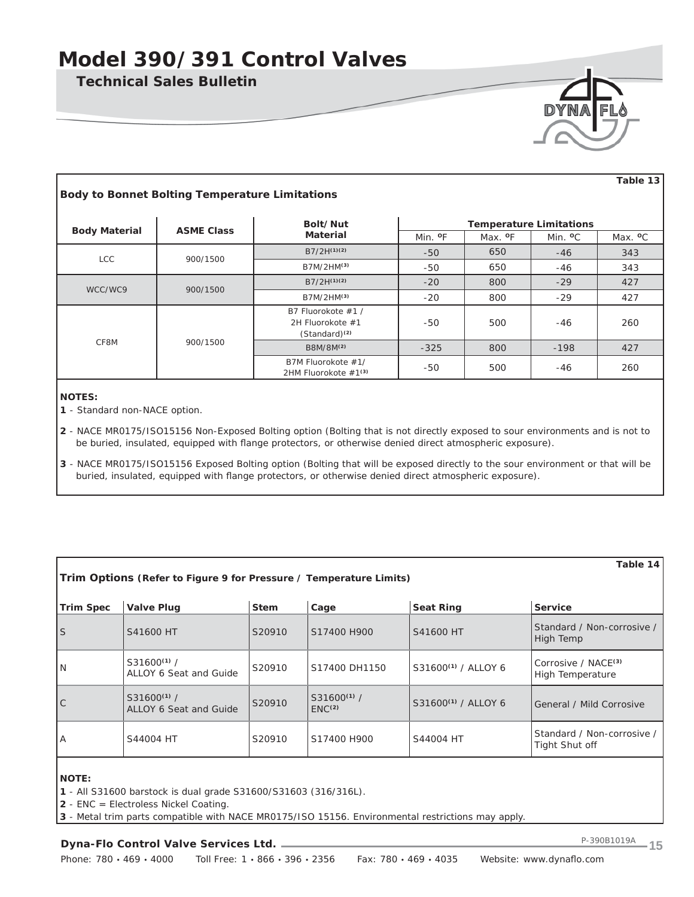Table 13

**Body to Bonnet Bolting Temperature Limitations**

| Body Material | ASME Class | Bolt/Nut Material | Temperature Limitations | | | |
|---|---|---|---|---|---|---|
| | | | Min. ºF | Max. ºF | Min. ºC | Max. ºC |
| LCC | 900/1500 | B7/2H[(1)(2)] | -50 | 650 | -46 | 343 |
| | | B7M/2HM[(3)] | -50 | 650 | -46 | 343 |
| WCC/WC9 | 900/1500 | B7/2H[(1)(2)] | -20 | 800 | -29 | 427 |
| | | B7M/2HM[(3)] | -20 | 800 | -29 | 427 |
| CF8M | 900/1500 | B7 Fluorokote #1 / 2H Fluorokote #1 (Standard)[(2)] | -50 | 500 | -46 | 260 |
| | | B8M/8M[(2)] | -325 | 800 | -198 | 427 |
| | | B7M Fluorokote #1/ 2HM Fluorokote #1[(3)] | -50 | 500 | -46 | 260 |

**NOTES:**

**1** - Standard non-NACE option.

**2** - NACE MR0175/ISO15156 Non-Exposed Bolting option (Bolting that is not directly exposed to sour environments and is not to be buried, insulated, equipped with flange protectors, or otherwise denied direct atmospheric exposure).

**3** - NACE MR0175/ISO15156 Exposed Bolting option (Bolting that will be exposed directly to the sour environment or that will be buried, insulated, equipped with flange protectors, or otherwise denied direct atmospheric exposure).

Table 14

**Trim Options (Refer to Figure 9 for Pressure / Temperature Limits)**

| Trim Spec | Valve Plug | Stem | Cage | Seat Ring | Service |
|---|---|---|---|---|---|
| S | S41600 HT | S20910 | S17400 H900 | S41600 HT | Standard / Non-corrosive / High Temp |
| N | S31600[(1)] / ALLOY 6 Seat and Guide | S20910 | S17400 DH1150 | S31600[(1)] / ALLOY 6 | Corrosive / NACE[(3)] High Temperature |
| C | S31600[(1)] / ALLOY 6 Seat and Guide | S20910 | S31600[(1)] / ENC[(2)] | S31600[(1)] / ALLOY 6 | General / Mild Corrosive |
| A | S44004 HT | S20910 | S17400 H900 | S44004 HT | Standard / Non-corrosive / Tight Shut off |

**NOTE:**

**1** - All S31600 barstock is dual grade S31600/S31603 (316/316L).

**2** - ENC = Electroless Nickel Coating.

**3** - Metal trim parts compatible with NACE MR0175/ISO 15156. Environmental restrictions may apply.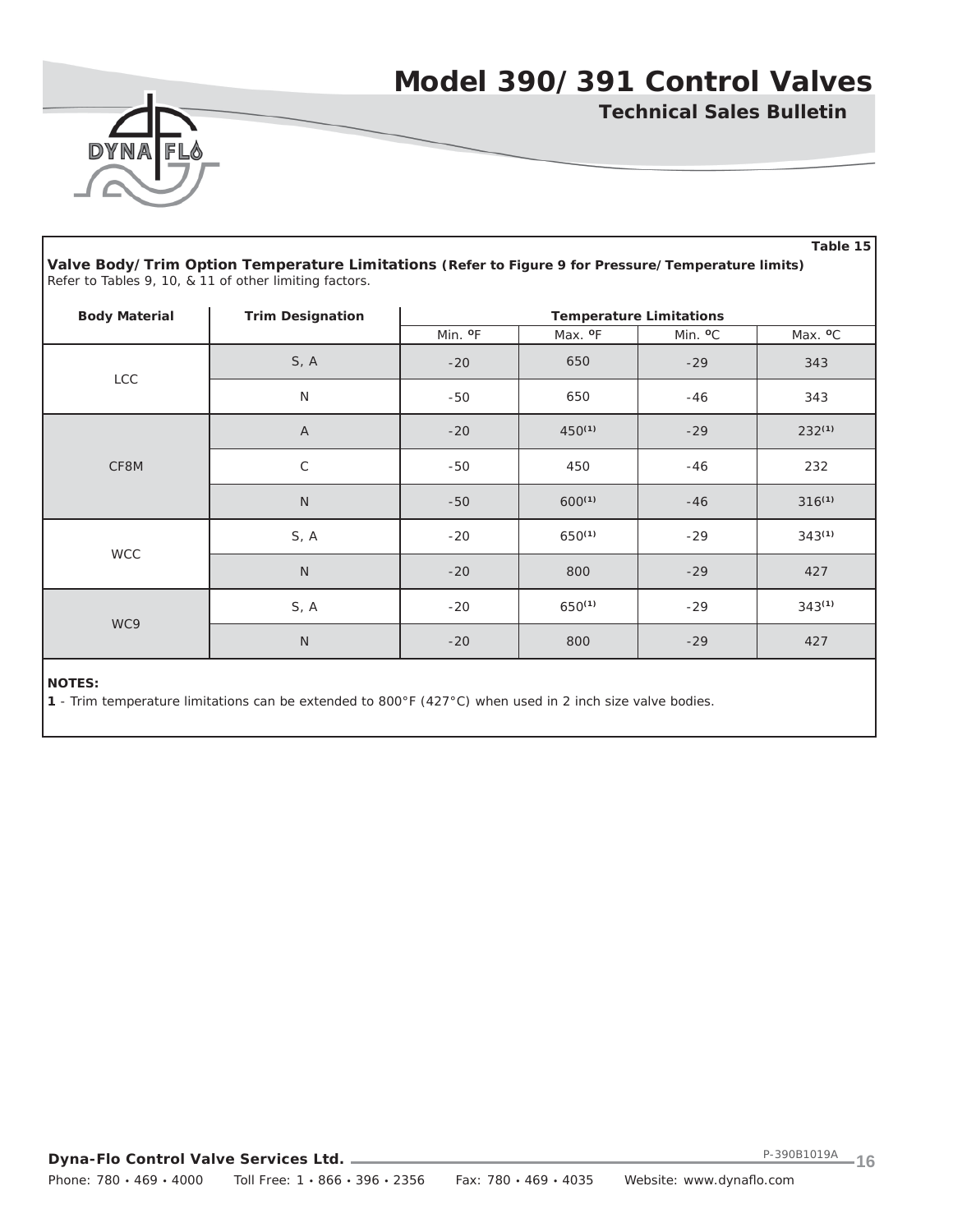Table 15

**Valve Body/Trim Option Temperature Limitations (Refer to Figure 9 for Pressure/Temperature limits)**
*Refer to Tables 9, 10, & 11 of other limiting factors.*

| Body Material | Trim Designation | Temperature Limitations | | | |
|---|---|---|---|---|---|
| | | Min. ºF | Max. ºF | Min. ºC | Max. ºC |
| LCC | S, A | -20 | 650 | -29 | 343 |
| | N | -50 | 650 | -46 | 343 |
| CF8M | A | -20 | 450 (1) | -29 | 232 (1) |
| | C | -50 | 450 | -46 | 232 |
| | N | -50 | 600 (1) | -46 | 316 (1) |
| WCC | S, A | -20 | 650 (1) | -29 | 343 (1) |
| | N | -20 | 800 | -29 | 427 |
| WC9 | S, A | -20 | 650 (1) | -29 | 343 (1) |
| | N | -20 | 800 | -29 | 427 |

**NOTES:**

**1** - Trim temperature limitations can be extended to 800°F (427°C) when used in 2 inch size valve bodies.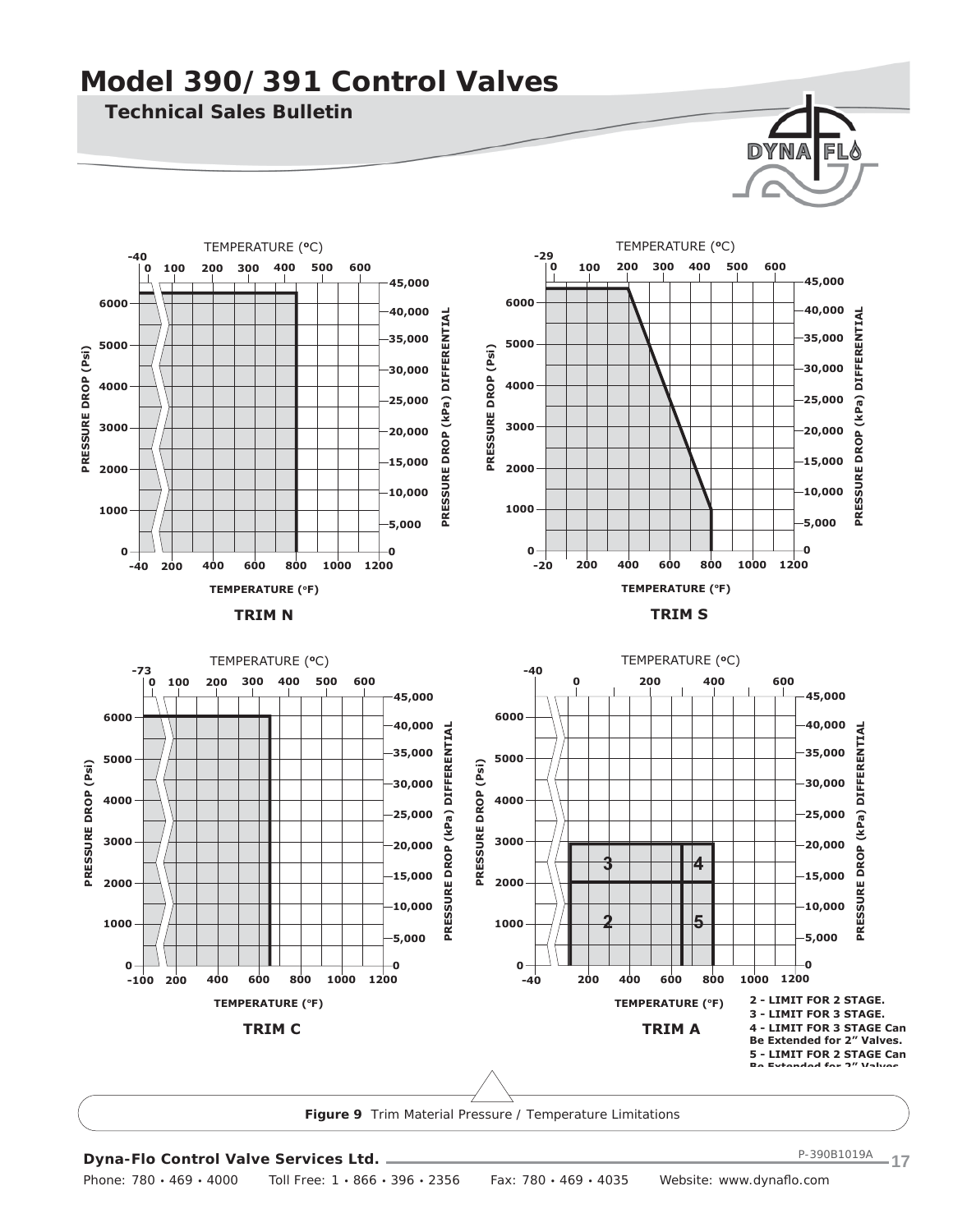# Model 390/391 Control Valves

## Technical Sales Bulletin

TRIM N

TRIM S

TRIM C

TRIM A

2 - LIMIT FOR 2 STAGE.
3 - LIMIT FOR 3 STAGE.
4 - LIMIT FOR 3 STAGE Can Be Extended for 2" Valves.
5 - LIMIT FOR 2 STAGE Can Be Extended for 2" Valves.

**Figure 9** Trim Material Pressure / Temperature Limitations

**Dyna-Flo Control Valve Services Ltd.**

P-390B1019A

Phone: 780 • 469 • 4000 Toll Free: 1 • 866 • 396 • 2356 Fax: 780 • 469 • 4035 Website: www.dynaflo.com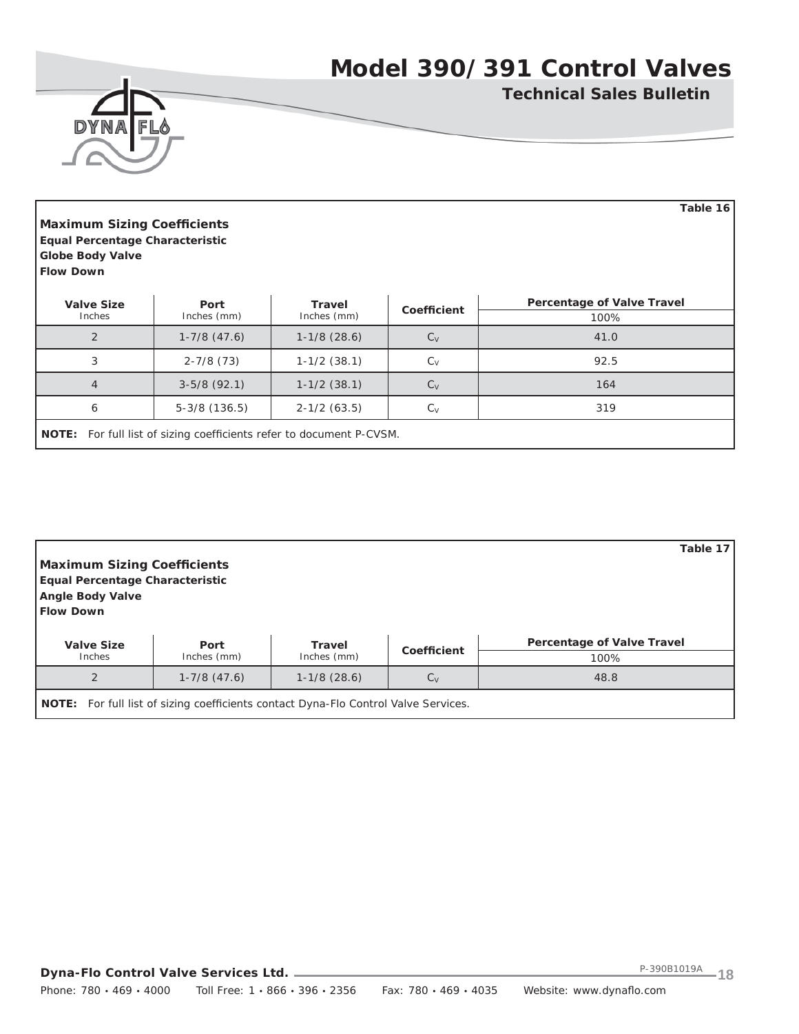Table 16

**Maximum Sizing Coefficients**
**Equal Percentage Characteristic**
**Globe Body Valve**
**Flow Down**

| Valve Size Inches | Port Inches (mm) | Travel Inches (mm) | Coefficient | Percentage of Valve Travel |
|---|---|---|---|---|
| | | | | 100% |
| 2 | 1-7/8 (47.6) | 1-1/8 (28.6) | $C_V$ | 41.0 |
| 3 | 2-7/8 (73) | 1-1/2 (38.1) | $C_V$ | 92.5 |
| 4 | 3-5/8 (92.1) | 1-1/2 (38.1) | $C_V$ | 164 |
| 6 | 5-3/8 (136.5) | 2-1/2 (63.5) | $C_V$ | 319 |

**NOTE:** For full list of sizing coefficients refer to document P-CVSM.

Table 17

**Maximum Sizing Coefficients**
**Equal Percentage Characteristic**
**Angle Body Valve**
**Flow Down**

| Valve Size Inches | Port Inches (mm) | Travel Inches (mm) | Coefficient | Percentage of Valve Travel |
|---|---|---|---|---|
| | | | | 100% |
| 2 | 1-7/8 (47.6) | 1-1/8 (28.6) | $C_V$ | 48.8 |

**NOTE:** For full list of sizing coefficients contact Dyna-Flo Control Valve Services.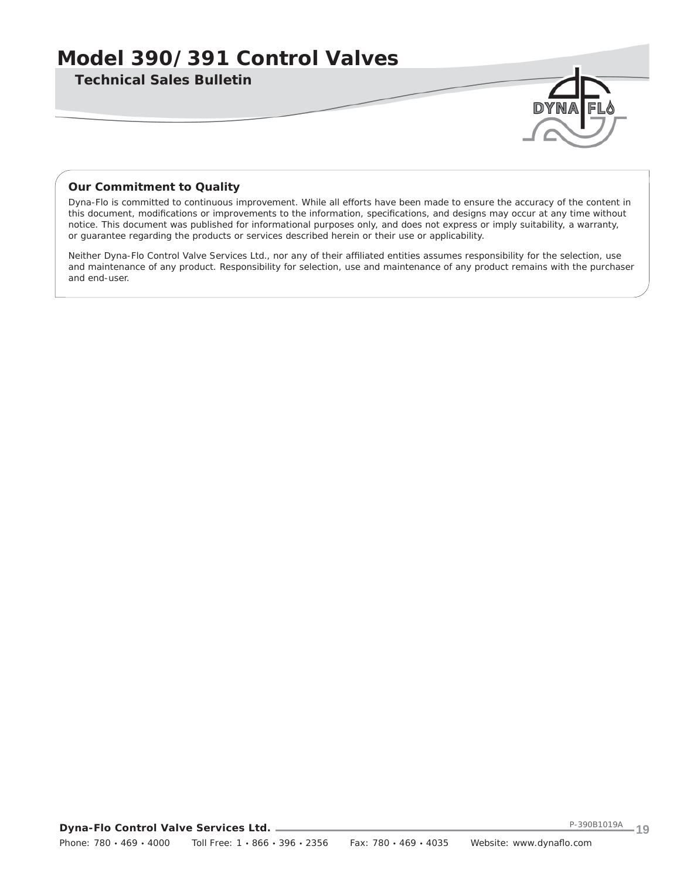## Our Commitment to Quality

Dyna-Flo is committed to continuous improvement. While all efforts have been made to ensure the accuracy of the content in this document, modifications or improvements to the information, specifications, and designs may occur at any time without notice. This document was published for informational purposes only, and does not express or imply suitability, a warranty, or guarantee regarding the products or services described herein or their use or applicability.

Neither Dyna-Flo Control Valve Services Ltd., nor any of their affiliated entities assumes responsibility for the selection, use and maintenance of any product. Responsibility for selection, use and maintenance of any product remains with the purchaser and end-user.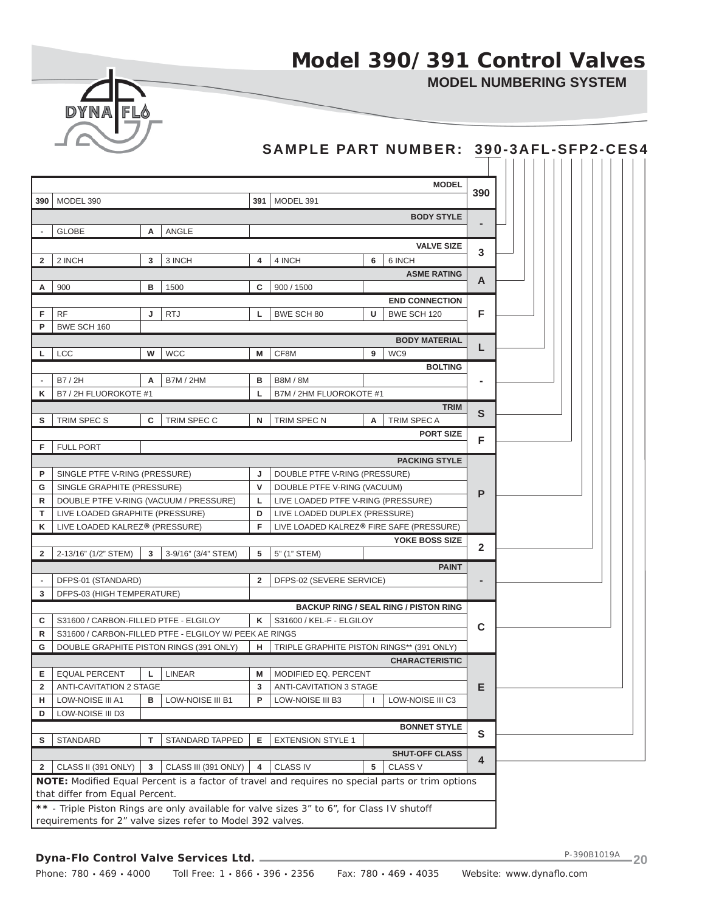# Model 390/391 Control Valves

## MODEL NUMBERING SYSTEM

**SAMPLE PART NUMBER: 390-3AFL-SFP2-CES4**

| | | | | | | | | | |
|---|---|---|---|---|---|---|---|---|---|
| | | | | | | | | **MODEL** | **390** |
| 390 | MODEL 390 | | | 391 | MODEL 391 | | | | |
| | | | | | | | | **BODY STYLE** | **-** |
| - | GLOBE | A | ANGLE | | | | | | |
| | | | | | | | | **VALVE SIZE** | **3** |
| 2 | 2 INCH | 3 | 3 INCH | 4 | 4 INCH | 6 | 6 INCH | | |
| | | | | | | | | **ASME RATING** | **A** |
| A | 900 | B | 1500 | C | 900 / 1500 | | | | |
| | | | | | | | | **END CONNECTION** | **F** |
| F | RF | J | RTJ | L | BWE SCH 80 | U | BWE SCH 120 | | |
| P | BWE SCH 160 | | | | | | | | |
| | | | | | | | | **BODY MATERIAL** | **L** |
| L | LCC | W | WCC | M | CF8M | 9 | WC9 | | |
| | | | | | | | | **BOLTING** | **-** |
| - | B7 / 2H | A | B7M / 2HM | B | B8M / 8M | | | | |
| K | B7 / 2H FLUOROKOTE #1 | | | L | B7M / 2HM FLUOROKOTE #1 | | | | |
| | | | | | | | | **TRIM** | **S** |
| S | TRIM SPEC S | C | TRIM SPEC C | N | TRIM SPEC N | A | TRIM SPEC A | | |
| | | | | | | | | **PORT SIZE** | **F** |
| F | FULL PORT | | | | | | | | |
| | | | | | | | | **PACKING STYLE** | **P** |
| P | SINGLE PTFE V-RING (PRESSURE) | | | J | DOUBLE PTFE V-RING (PRESSURE) | | | | |
| G | SINGLE GRAPHITE (PRESSURE) | | | V | DOUBLE PTFE V-RING (VACUUM) | | | | |
| R | DOUBLE PTFE V-RING (VACUUM / PRESSURE) | | | L | LIVE LOADED PTFE V-RING (PRESSURE) | | | | |
| T | LIVE LOADED GRAPHITE (PRESSURE) | | | D | LIVE LOADED DUPLEX (PRESSURE) | | | | |
| K | LIVE LOADED KALREZ® (PRESSURE) | | | F | LIVE LOADED KALREZ® FIRE SAFE (PRESSURE) | | | | |
| | | | | | | | | **YOKE BOSS SIZE** | **2** |
| 2 | 2-13/16" (1/2" STEM) | 3 | 3-9/16" (3/4" STEM) | 5 | 5" (1" STEM) | | | | |
| | | | | | | | | **PAINT** | **-** |
| - | DFPS-01 (STANDARD) | | | 2 | DFPS-02 (SEVERE SERVICE) | | | | |
| 3 | DFPS-03 (HIGH TEMPERATURE) | | | | | | | | |
| | | | | | | | | **BACKUP RING / SEAL RING / PISTON RING** | **C** |
| C | S31600 / CARBON-FILLED PTFE - ELGILOY | | | K | S31600 / KEL-F - ELGILOY | | | | |
| R | S31600 / CARBON-FILLED PTFE - ELGILOY W/ PEEK AE RINGS | | | | | | | | |
| G | DOUBLE GRAPHITE PISTON RINGS (391 ONLY) | | | H | TRIPLE GRAPHITE PISTON RINGS** (391 ONLY) | | | | |
| | | | | | | | | **CHARACTERISTIC** | **E** |
| E | EQUAL PERCENT | L | LINEAR | M | MODIFIED EQ. PERCENT | | | | |
| 2 | ANTI-CAVITATION 2 STAGE | | | 3 | ANTI-CAVITATION 3 STAGE | | | | |
| H | LOW-NOISE III A1 | B | LOW-NOISE III B1 | P | LOW-NOISE III B3 | I | LOW-NOISE III C3 | | |
| D | LOW-NOISE III D3 | | | | | | | | |
| | | | | | | | | **BONNET STYLE** | **S** |
| S | STANDARD | T | STANDARD TAPPED | E | EXTENSION STYLE 1 | | | | |
| | | | | | | | | **SHUT-OFF CLASS** | **4** |
| 2 | CLASS II (391 ONLY) | 3 | CLASS III (391 ONLY) | 4 | CLASS IV | 5 | CLASS V | | |

**NOTE:** Modified Equal Percent is a factor of travel and requires no special parts or trim options that differ from Equal Percent.

**** - Triple Piston Rings are only available for valve sizes 3" to 6", for Class IV shutoff requirements for 2" valve sizes refer to Model 392 valves.

**Dyna-Flo Control Valve Services Ltd.**

P-390B1019A

Phone: 780 • 469 • 4000 Toll Free: 1 • 866 • 396 • 2356 Fax: 780 • 469 • 4035 Website: www.dynaflo.com